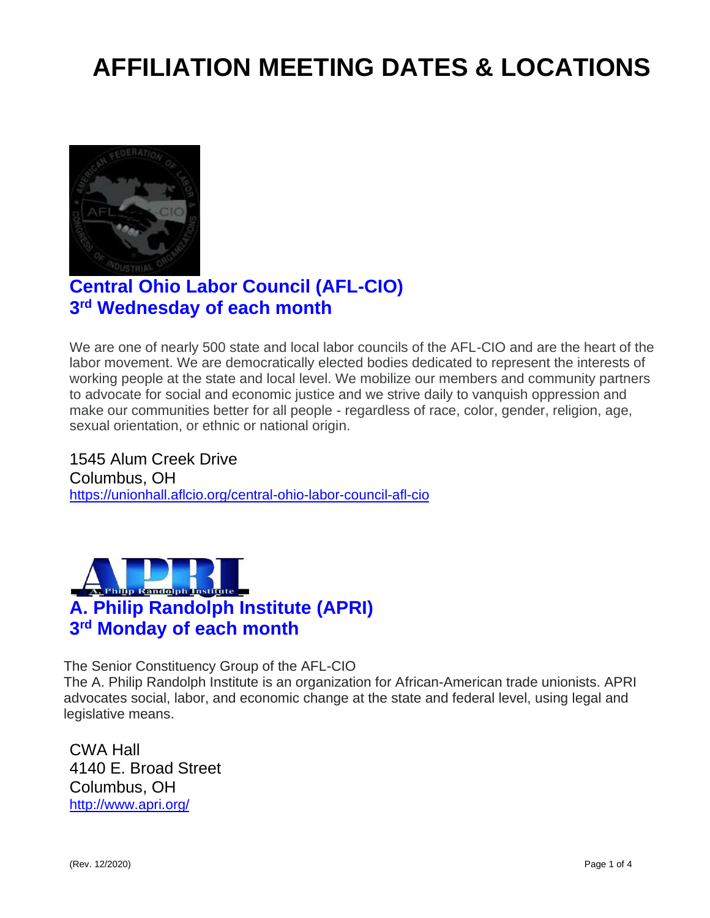# AFFILIATION MEETING DATES & LOCATIONS

## Central Ohio Labor Council (AFL-CIO)
## 3rd Wednesday of each month

We are one of nearly 500 state and local labor councils of the AFL-CIO and are the heart of the labor movement. We are democratically elected bodies dedicated to represent the interests of working people at the state and local level. We mobilize our members and community partners to advocate for social and economic justice and we strive daily to vanquish oppression and make our communities better for all people - regardless of race, color, gender, religion, age, sexual orientation, or ethnic or national origin.

1545 Alum Creek Drive
Columbus, OH
https://unionhall.aflcio.org/central-ohio-labor-council-afl-cio

## A. Philip Randolph Institute (APRI)
## 3rd Monday of each month

The Senior Constituency Group of the AFL-CIO
The A. Philip Randolph Institute is an organization for African-American trade unionists. APRI advocates social, labor, and economic change at the state and federal level, using legal and legislative means.

CWA Hall
4140 E. Broad Street
Columbus, OH
http://www.apri.org/

(Rev. 12/2020)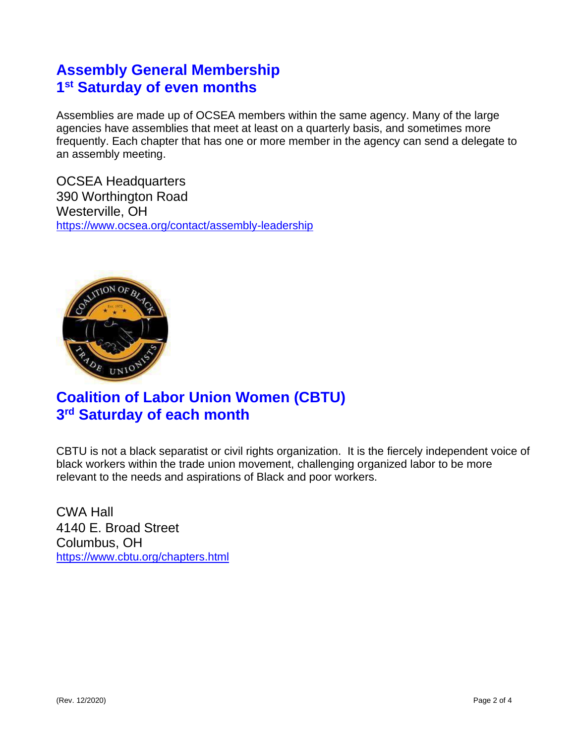## Assembly General Membership
## 1st Saturday of even months

Assemblies are made up of OCSEA members within the same agency. Many of the large agencies have assemblies that meet at least on a quarterly basis, and sometimes more frequently. Each chapter that has one or more member in the agency can send a delegate to an assembly meeting.

OCSEA Headquarters
390 Worthington Road
Westerville, OH
https://www.ocsea.org/contact/assembly-leadership

## Coalition of Labor Union Women (CBTU)
## 3rd Saturday of each month

CBTU is not a black separatist or civil rights organization. It is the fiercely independent voice of black workers within the trade union movement, challenging organized labor to be more relevant to the needs and aspirations of Black and poor workers.

CWA Hall
4140 E. Broad Street
Columbus, OH
https://www.cbtu.org/chapters.html

(Rev. 12/2020)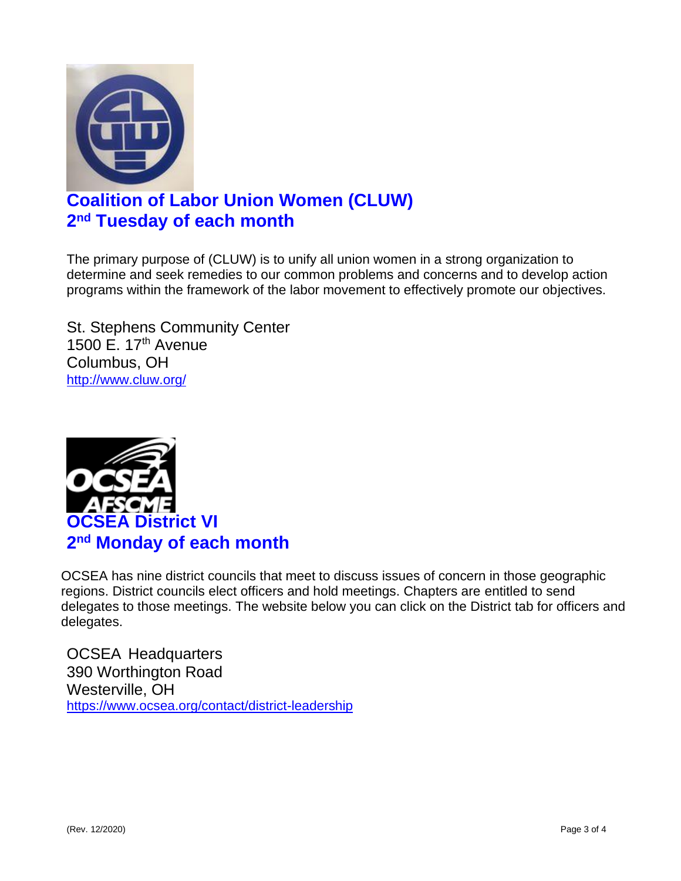## Coalition of Labor Union Women (CLUW)
## 2nd Tuesday of each month

The primary purpose of (CLUW) is to unify all union women in a strong organization to determine and seek remedies to our common problems and concerns and to develop action programs within the framework of the labor movement to effectively promote our objectives.

St. Stephens Community Center
1500 E. 17th Avenue
Columbus, OH
http://www.cluw.org/

## OCSEA District VI
## 2nd Monday of each month

OCSEA has nine district councils that meet to discuss issues of concern in those geographic regions. District councils elect officers and hold meetings. Chapters are entitled to send delegates to those meetings. The website below you can click on the District tab for officers and delegates.

OCSEA Headquarters
390 Worthington Road
Westerville, OH
https://www.ocsea.org/contact/district-leadership

(Rev. 12/2020)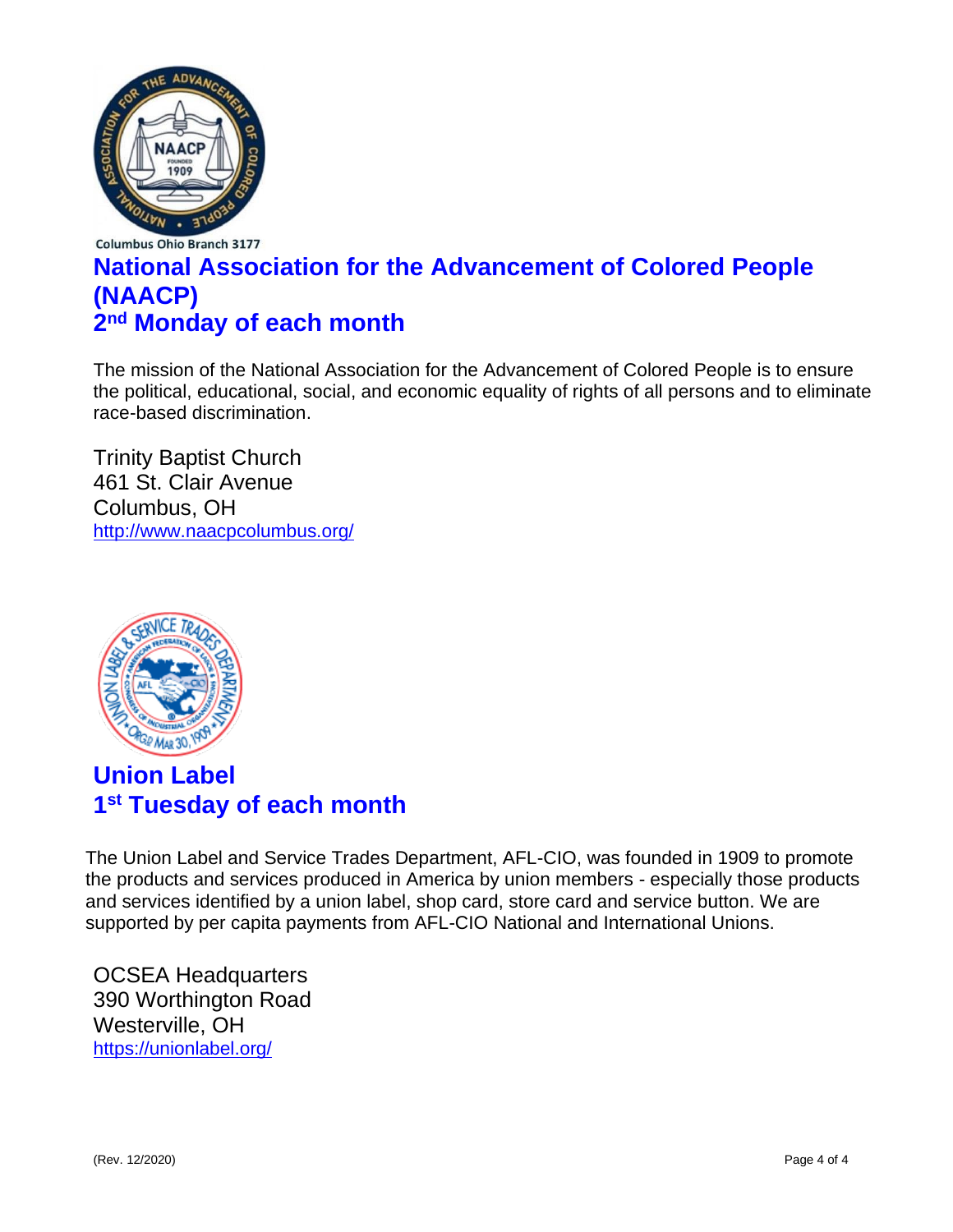Columbus Ohio Branch 3177

## National Association for the Advancement of Colored People (NAACP)
## 2nd Monday of each month

The mission of the National Association for the Advancement of Colored People is to ensure the political, educational, social, and economic equality of rights of all persons and to eliminate race-based discrimination.

Trinity Baptist Church
461 St. Clair Avenue
Columbus, OH
http://www.naacpcolumbus.org/

## Union Label
## 1st Tuesday of each month

The Union Label and Service Trades Department, AFL-CIO, was founded in 1909 to promote the products and services produced in America by union members - especially those products and services identified by a union label, shop card, store card and service button. We are supported by per capita payments from AFL-CIO National and International Unions.

OCSEA Headquarters
390 Worthington Road
Westerville, OH
https://unionlabel.org/

(Rev. 12/2020)